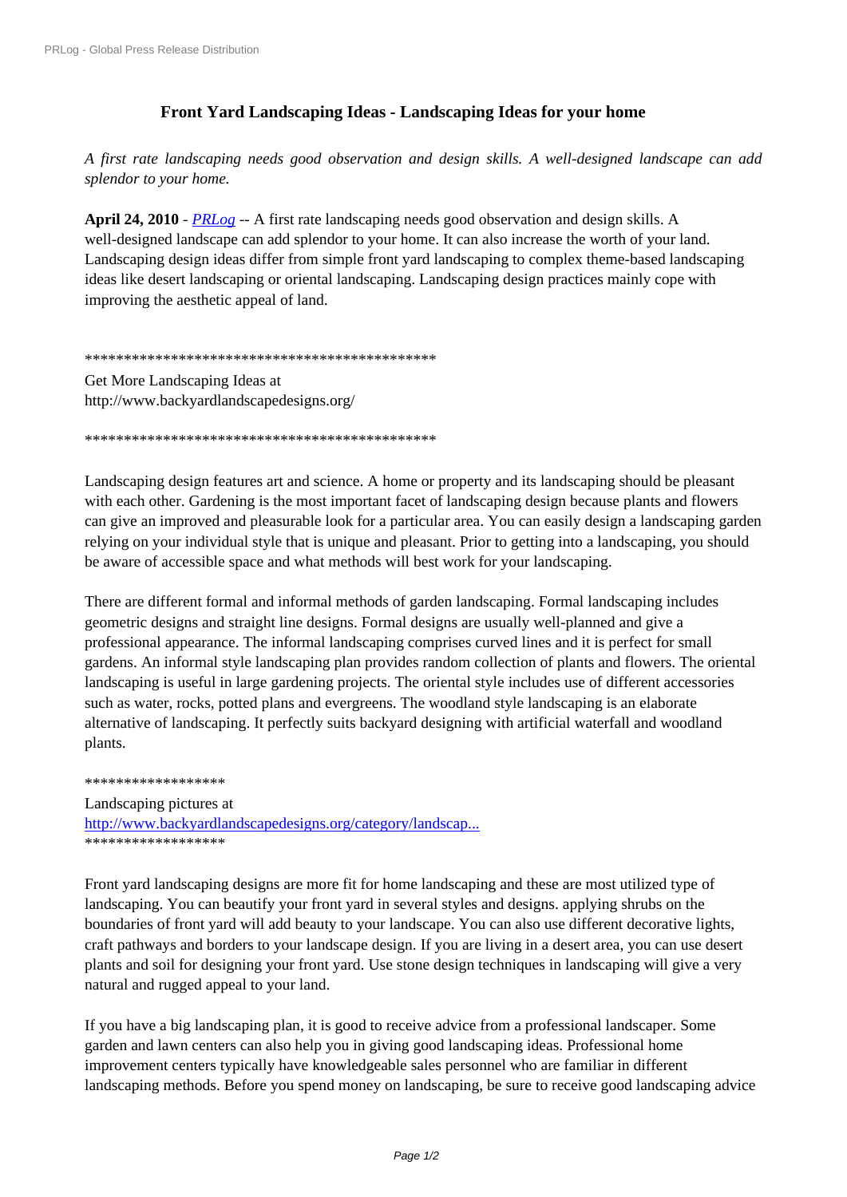# Front Yard Landscaping Ideas - Landscaping Ideas for your home

*A first rate landscaping needs good observation and design skills. A well-designed landscape can add splendor to your home.*

**April 24, 2010** - *PRLog* -- A first rate landscaping needs good observation and design skills. A well-designed landscape can add splendor to your home. It can also increase the worth of your land. Landscaping design ideas differ from simple front yard landscaping to complex theme-based landscaping ideas like desert landscaping or oriental landscaping. Landscaping design practices mainly cope with improving the aesthetic appeal of land.

*********************************************

Get More Landscaping Ideas at
http://www.backyardlandscapedesigns.org/

*********************************************

Landscaping design features art and science. A home or property and its landscaping should be pleasant with each other. Gardening is the most important facet of landscaping design because plants and flowers can give an improved and pleasurable look for a particular area. You can easily design a landscaping garden relying on your individual style that is unique and pleasant. Prior to getting into a landscaping, you should be aware of accessible space and what methods will best work for your landscaping.

There are different formal and informal methods of garden landscaping. Formal landscaping includes geometric designs and straight line designs. Formal designs are usually well-planned and give a professional appearance. The informal landscaping comprises curved lines and it is perfect for small gardens. An informal style landscaping plan provides random collection of plants and flowers. The oriental landscaping is useful in large gardening projects. The oriental style includes use of different accessories such as water, rocks, potted plans and evergreens. The woodland style landscaping is an elaborate alternative of landscaping. It perfectly suits backyard designing with artificial waterfall and woodland plants.

******************

Landscaping pictures at
http://www.backyardlandscapedesigns.org/category/landscap...

******************

Front yard landscaping designs are more fit for home landscaping and these are most utilized type of landscaping. You can beautify your front yard in several styles and designs. applying shrubs on the boundaries of front yard will add beauty to your landscape. You can also use different decorative lights, craft pathways and borders to your landscape design. If you are living in a desert area, you can use desert plants and soil for designing your front yard. Use stone design techniques in landscaping will give a very natural and rugged appeal to your land.

If you have a big landscaping plan, it is good to receive advice from a professional landscaper. Some garden and lawn centers can also help you in giving good landscaping ideas. Professional home improvement centers typically have knowledgeable sales personnel who are familiar in different landscaping methods. Before you spend money on landscaping, be sure to receive good landscaping advice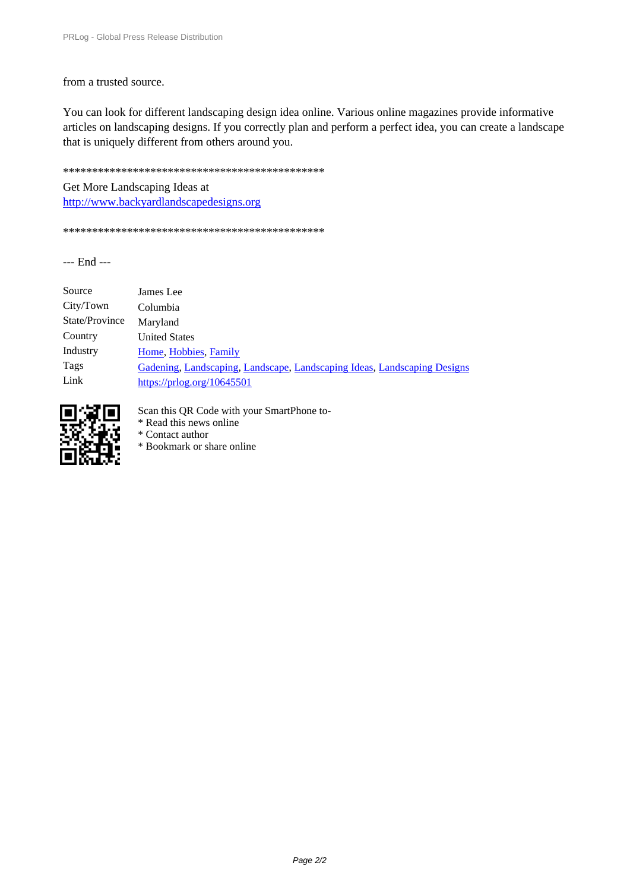from a trusted source.

You can look for different landscaping design idea online. Various online magazines provide informative articles on landscaping designs. If you correctly plan and perform a perfect idea, you can create a landscape that is uniquely different from others around you.

*********************************************

Get More Landscaping Ideas at
http://www.backyardlandscapedesigns.org

*********************************************

--- End ---

| | |
|---|---|
| Source | James Lee |
| City/Town | Columbia |
| State/Province | Maryland |
| Country | United States |
| Industry | Home, Hobbies, Family |
| Tags | Gadening, Landscaping, Landscape, Landscaping Ideas, Landscaping Designs |
| Link | https://prlog.org/10645501 |

Scan this QR Code with your SmartPhone to-
* Read this news online
* Contact author
* Bookmark or share online